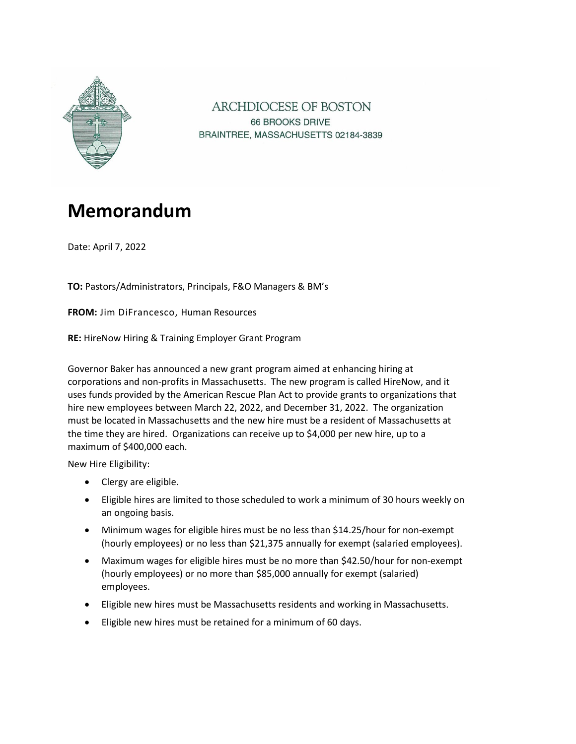ARCHDIOCESE OF BOSTON
66 BROOKS DRIVE
BRAINTREE, MASSACHUSETTS 02184-3839

# Memorandum

Date: April 7, 2022

**TO:** Pastors/Administrators, Principals, F&O Managers & BM's

**FROM:** Jim DiFrancesco, Human Resources

**RE:** HireNow Hiring & Training Employer Grant Program

Governor Baker has announced a new grant program aimed at enhancing hiring at corporations and non-profits in Massachusetts. The new program is called HireNow, and it uses funds provided by the American Rescue Plan Act to provide grants to organizations that hire new employees between March 22, 2022, and December 31, 2022. The organization must be located in Massachusetts and the new hire must be a resident of Massachusetts at the time they are hired. Organizations can receive up to $4,000 per new hire, up to a maximum of $400,000 each.

New Hire Eligibility:

- Clergy are eligible.
- Eligible hires are limited to those scheduled to work a minimum of 30 hours weekly on an ongoing basis.
- Minimum wages for eligible hires must be no less than $14.25/hour for non-exempt (hourly employees) or no less than $21,375 annually for exempt (salaried employees).
- Maximum wages for eligible hires must be no more than $42.50/hour for non-exempt (hourly employees) or no more than $85,000 annually for exempt (salaried) employees.
- Eligible new hires must be Massachusetts residents and working in Massachusetts.
- Eligible new hires must be retained for a minimum of 60 days.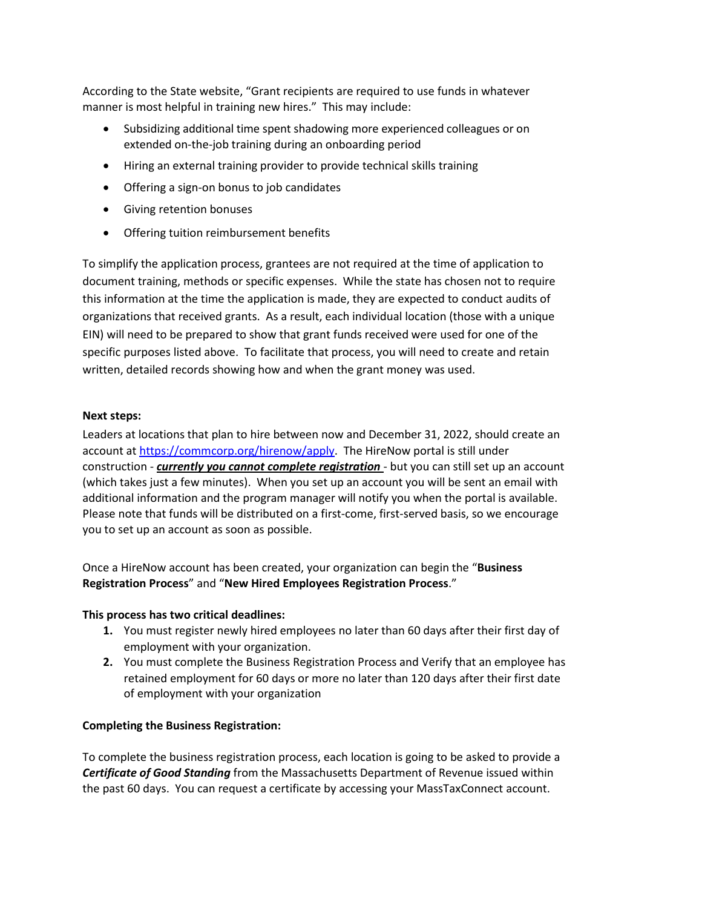According to the State website, "Grant recipients are required to use funds in whatever manner is most helpful in training new hires." This may include:

- Subsidizing additional time spent shadowing more experienced colleagues or on extended on-the-job training during an onboarding period
- Hiring an external training provider to provide technical skills training
- Offering a sign-on bonus to job candidates
- Giving retention bonuses
- Offering tuition reimbursement benefits

To simplify the application process, grantees are not required at the time of application to document training, methods or specific expenses. While the state has chosen not to require this information at the time the application is made, they are expected to conduct audits of organizations that received grants. As a result, each individual location (those with a unique EIN) will need to be prepared to show that grant funds received were used for one of the specific purposes listed above. To facilitate that process, you will need to create and retain written, detailed records showing how and when the grant money was used.

**Next steps:**

Leaders at locations that plan to hire between now and December 31, 2022, should create an account at [https://commcorp.org/hirenow/apply](https://commcorp.org/hirenow/apply). The HireNow portal is still under construction - ***currently you cannot complete registration*** - but you can still set up an account (which takes just a few minutes). When you set up an account you will be sent an email with additional information and the program manager will notify you when the portal is available. Please note that funds will be distributed on a first-come, first-served basis, so we encourage you to set up an account as soon as possible.

Once a HireNow account has been created, your organization can begin the "**Business Registration Process**" and "**New Hired Employees Registration Process**."

**This process has two critical deadlines:**

1. You must register newly hired employees no later than 60 days after their first day of employment with your organization.
2. You must complete the Business Registration Process and Verify that an employee has retained employment for 60 days or more no later than 120 days after their first date of employment with your organization

**Completing the Business Registration:**

To complete the business registration process, each location is going to be asked to provide a ***Certificate of Good Standing*** from the Massachusetts Department of Revenue issued within the past 60 days. You can request a certificate by accessing your MassTaxConnect account.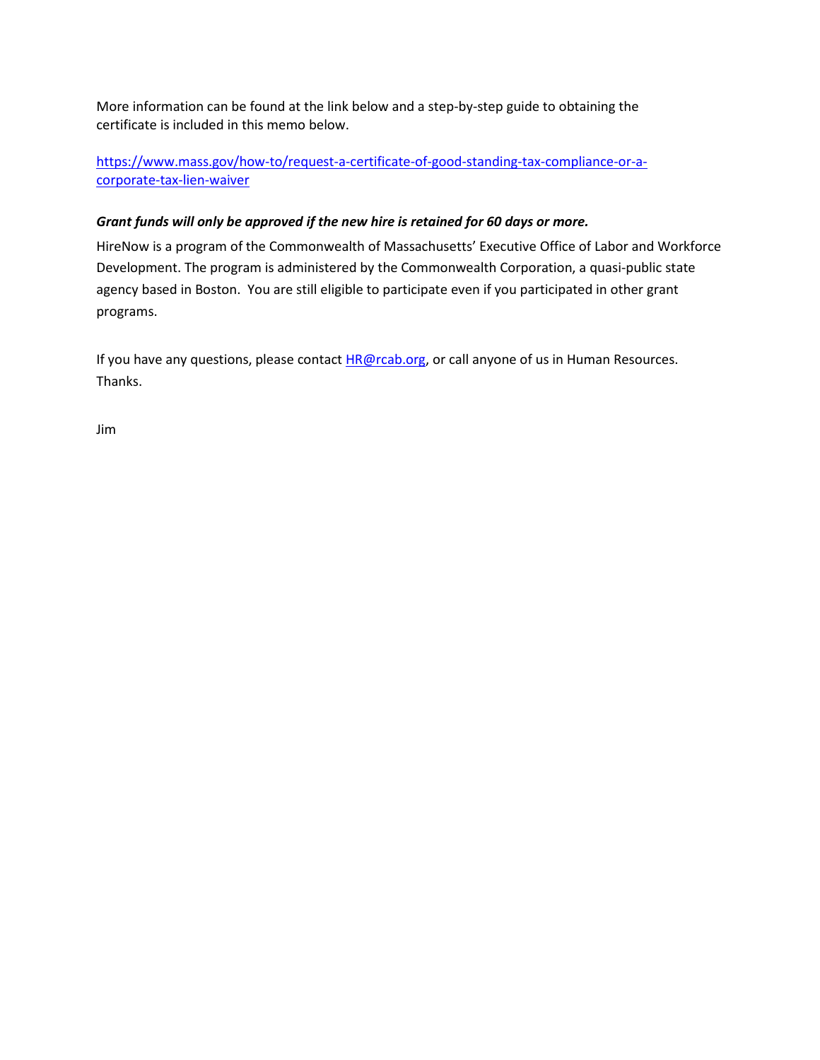More information can be found at the link below and a step-by-step guide to obtaining the certificate is included in this memo below.

[https://www.mass.gov/how-to/request-a-certificate-of-good-standing-tax-compliance-or-a-corporate-tax-lien-waiver](https://www.mass.gov/how-to/request-a-certificate-of-good-standing-tax-compliance-or-a-corporate-tax-lien-waiver)

***Grant funds will only be approved if the new hire is retained for 60 days or more.***

HireNow is a program of the Commonwealth of Massachusetts' Executive Office of Labor and Workforce Development. The program is administered by the Commonwealth Corporation, a quasi-public state agency based in Boston. You are still eligible to participate even if you participated in other grant programs.

If you have any questions, please contact [HR@rcab.org](mailto:HR@rcab.org), or call anyone of us in Human Resources. Thanks.

Jim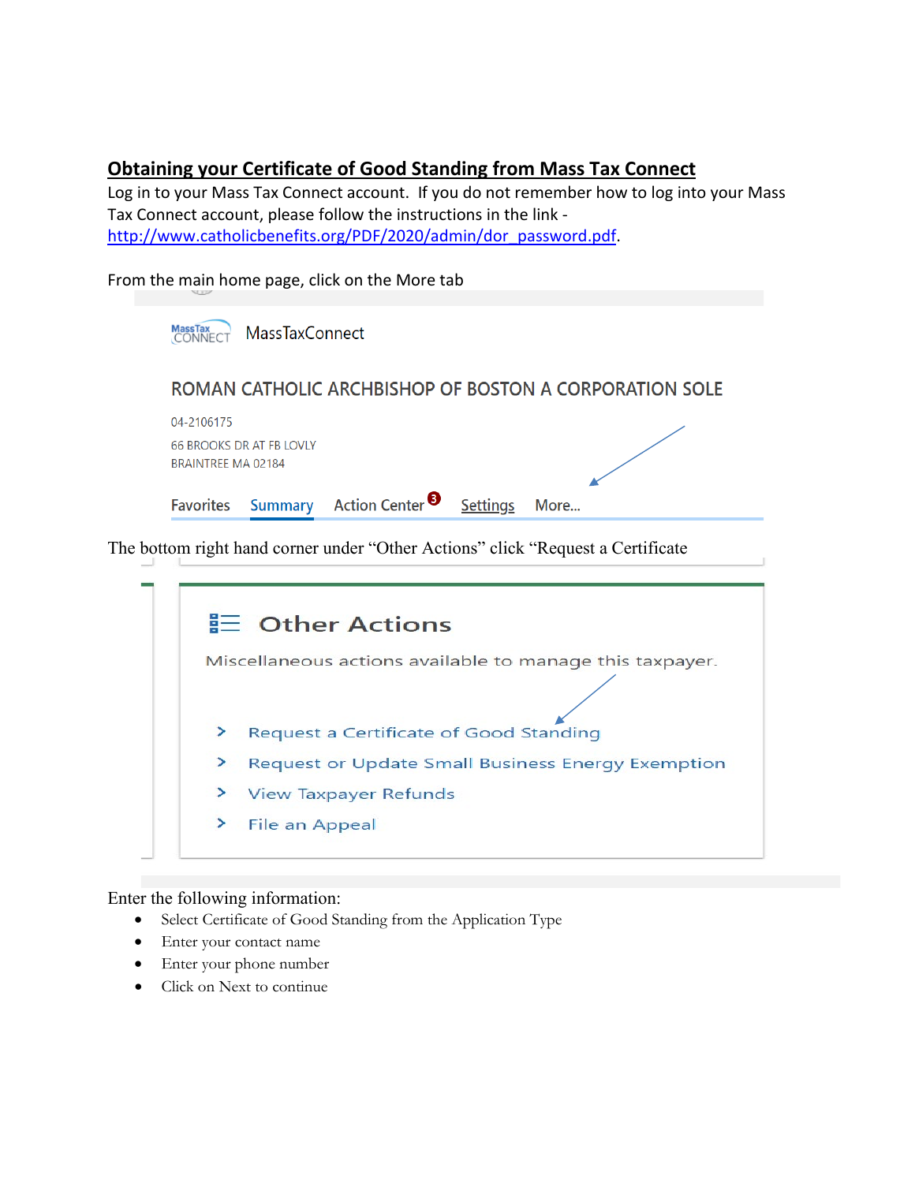## Obtaining your Certificate of Good Standing from Mass Tax Connect

Log in to your Mass Tax Connect account. If you do not remember how to log into your Mass Tax Connect account, please follow the instructions in the link - http://www.catholicbenefits.org/PDF/2020/admin/dor_password.pdf.

From the main home page, click on the More tab

MassTax CONNECT MassTaxConnect

ROMAN CATHOLIC ARCHBISHOP OF BOSTON A CORPORATION SOLE

04-2106175

66 BROOKS DR AT FB LOVLY

BRAINTREE MA 02184

Favorites Summary Action Center 3 Settings More...

The bottom right hand corner under "Other Actions" click "Request a Certificate

Other Actions

Miscellaneous actions available to manage this taxpayer.

- Request a Certificate of Good Standing
- Request or Update Small Business Energy Exemption
- View Taxpayer Refunds
- File an Appeal

Enter the following information:

- Select Certificate of Good Standing from the Application Type
- Enter your contact name
- Enter your phone number
- Click on Next to continue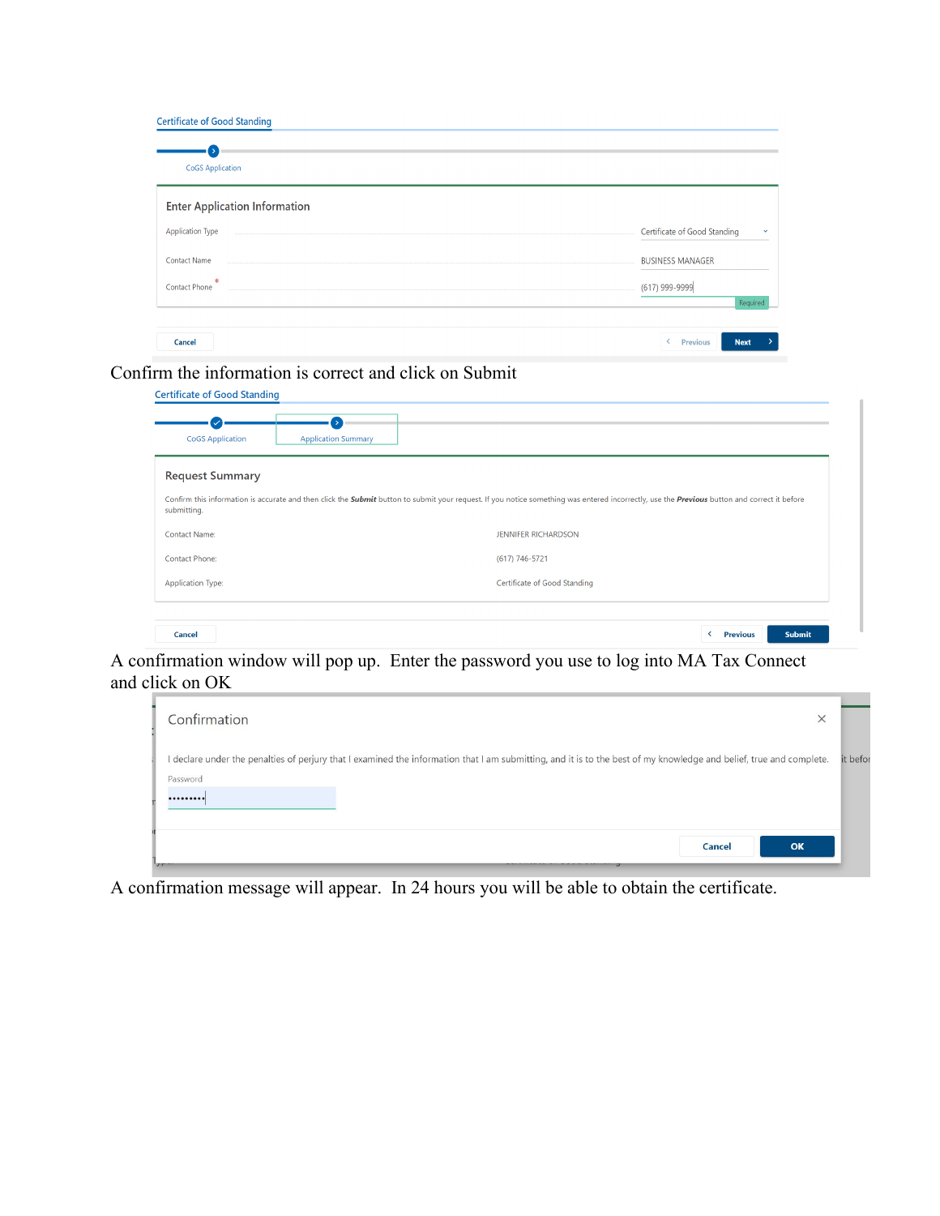Certificate of Good Standing

CoGS Application

Enter Application Information

Application Type ........ Certificate of Good Standing

Contact Name ........ BUSINESS MANAGER

Contact Phone * ........ (617) 999-9999

Required

Cancel | Previous | Next

Confirm the information is correct and click on Submit

Certificate of Good Standing

CoGS Application | Application Summary

Request Summary

Confirm this information is accurate and then click the ***Submit*** button to submit your request. If you notice something was entered incorrectly, use the ***Previous*** button and correct it before submitting.

| | |
|---|---|
| Contact Name: | JENNIFER RICHARDSON |
| Contact Phone: | (617) 746-5721 |
| Application Type: | Certificate of Good Standing |

Cancel | Previous | Submit

A confirmation window will pop up. Enter the password you use to log into MA Tax Connect and click on OK

Confirmation

I declare under the penalties of perjury that I examined the information that I am submitting, and it is to the best of my knowledge and belief, true and complete.

Password

•••••••••

Cancel | OK

A confirmation message will appear. In 24 hours you will be able to obtain the certificate.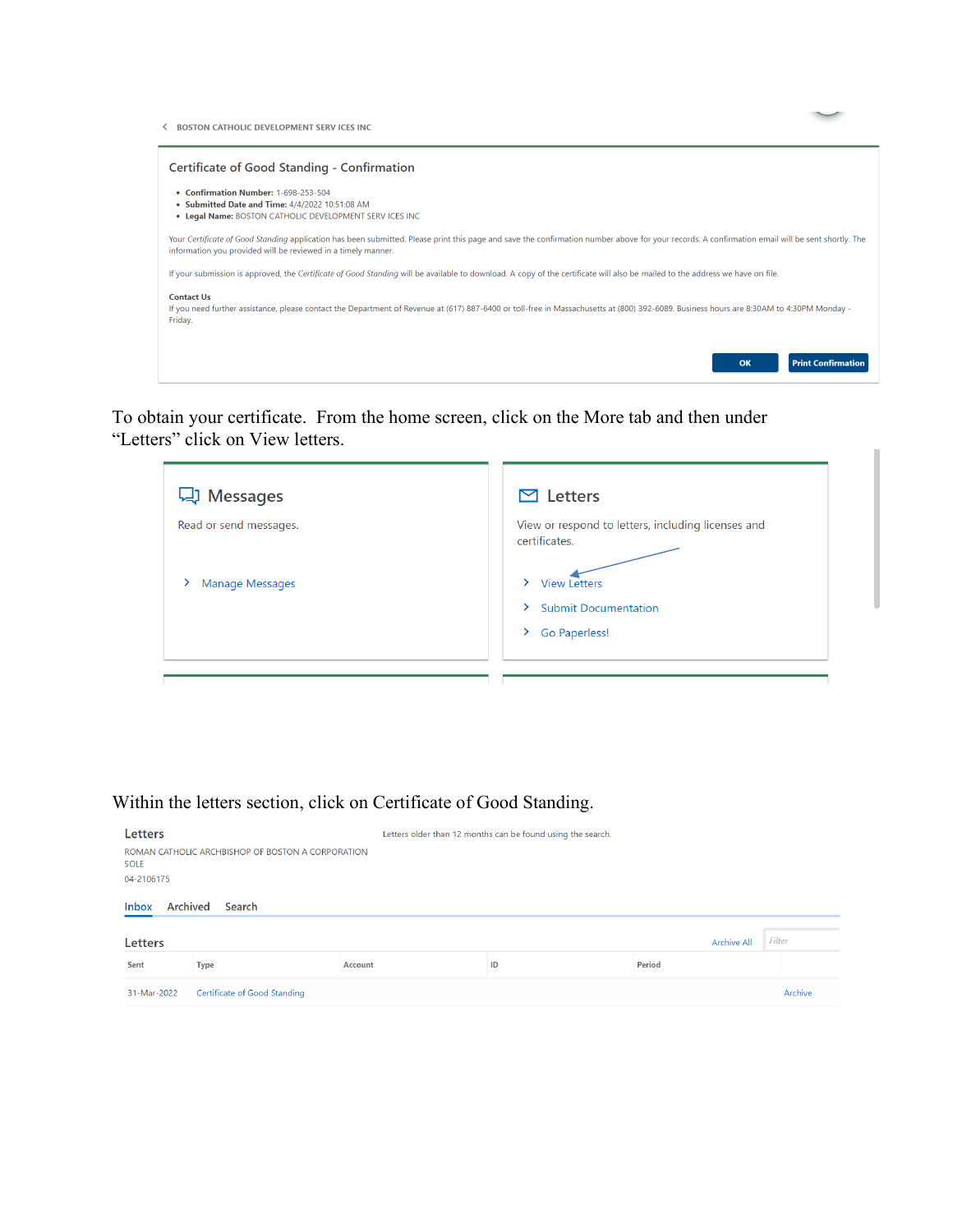< BOSTON CATHOLIC DEVELOPMENT SERV ICES INC

## Certificate of Good Standing - Confirmation

- **Confirmation Number:** 1-698-253-504
- **Submitted Date and Time:** 4/4/2022 10:51:08 AM
- **Legal Name:** BOSTON CATHOLIC DEVELOPMENT SERV ICES INC

Your *Certificate of Good Standing* application has been submitted. Please print this page and save the confirmation number above for your records. A confirmation email will be sent shortly. The information you provided will be reviewed in a timely manner.

If your submission is approved, the *Certificate of Good Standing* will be available to download. A copy of the certificate will also be mailed to the address we have on file.

**Contact Us**
If you need further assistance, please contact the Department of Revenue at (617) 887-6400 or toll-free in Massachusetts at (800) 392-6089. Business hours are 8:30AM to 4:30PM Monday - Friday.

OK | Print Confirmation

To obtain your certificate. From the home screen, click on the More tab and then under "Letters" click on View letters.

### Messages

Read or send messages.

> Manage Messages

### Letters

View or respond to letters, including licenses and certificates.

> View Letters
> Submit Documentation
> Go Paperless!

Within the letters section, click on Certificate of Good Standing.

### Letters

ROMAN CATHOLIC ARCHBISHOP OF BOSTON A CORPORATION SOLE
04-2106175

Letters older than 12 months can be found using the search.

Inbox | Archived | Search

### Letters

Archive All | Filter

| Sent | Type | Account | ID | Period | |
|---|---|---|---|---|---|
| 31-Mar-2022 | Certificate of Good Standing | | | | Archive |